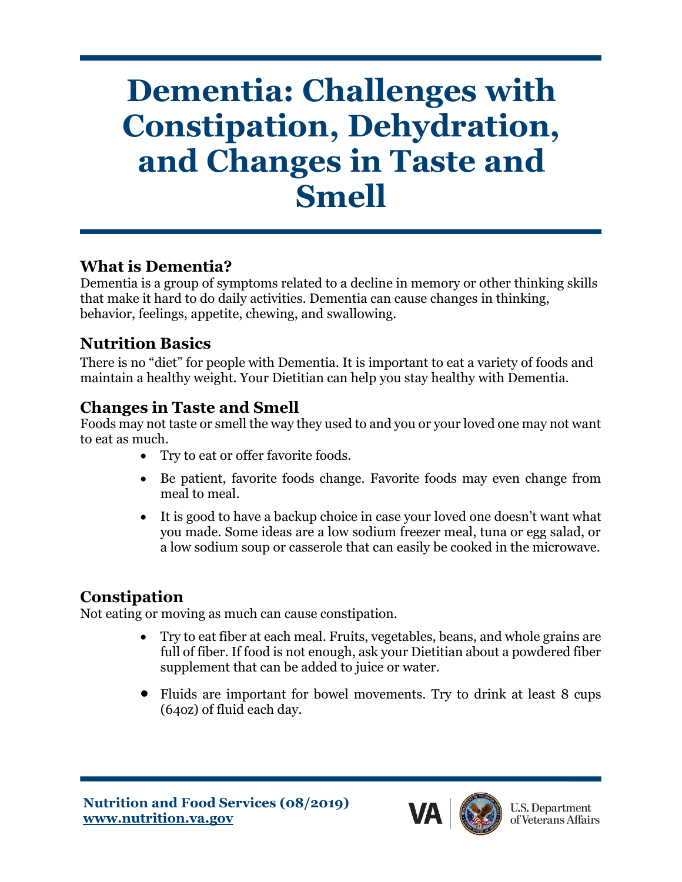# Dementia: Challenges with Constipation, Dehydration, and Changes in Taste and Smell

## What is Dementia?

Dementia is a group of symptoms related to a decline in memory or other thinking skills that make it hard to do daily activities. Dementia can cause changes in thinking, behavior, feelings, appetite, chewing, and swallowing.

## Nutrition Basics

There is no "diet" for people with Dementia. It is important to eat a variety of foods and maintain a healthy weight. Your Dietitian can help you stay healthy with Dementia.

## Changes in Taste and Smell

Foods may not taste or smell the way they used to and you or your loved one may not want to eat as much.

- Try to eat or offer favorite foods.
- Be patient, favorite foods change. Favorite foods may even change from meal to meal.
- It is good to have a backup choice in case your loved one doesn't want what you made. Some ideas are a low sodium freezer meal, tuna or egg salad, or a low sodium soup or casserole that can easily be cooked in the microwave.

## Constipation

Not eating or moving as much can cause constipation.

- Try to eat fiber at each meal. Fruits, vegetables, beans, and whole grains are full of fiber. If food is not enough, ask your Dietitian about a powdered fiber supplement that can be added to juice or water.
- Fluids are important for bowel movements. Try to drink at least 8 cups (64oz) of fluid each day.

**Nutrition and Food Services (08/2019)**
**www.nutrition.va.gov**

VA | U.S. Department of Veterans Affairs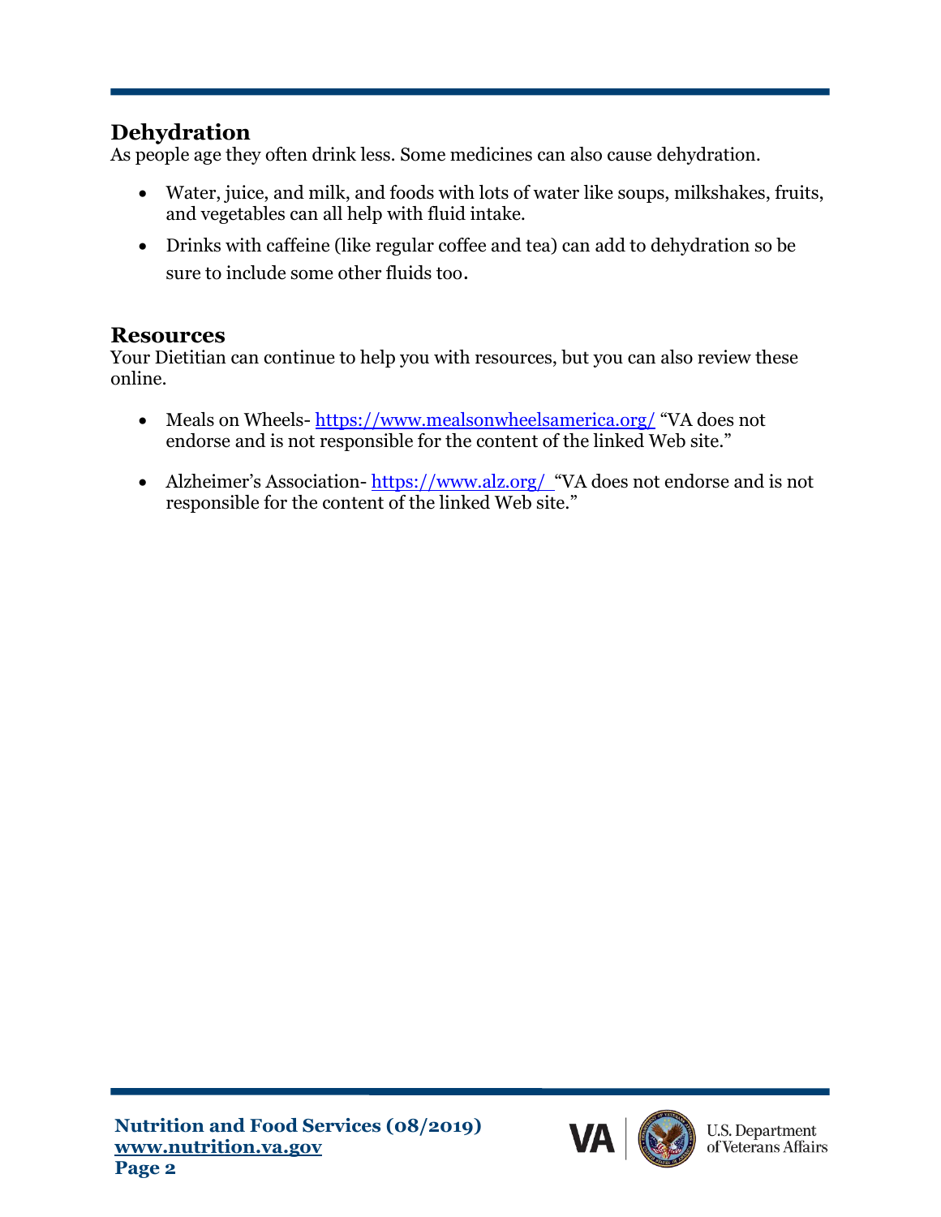## Dehydration

As people age they often drink less. Some medicines can also cause dehydration.

- Water, juice, and milk, and foods with lots of water like soups, milkshakes, fruits, and vegetables can all help with fluid intake.
- Drinks with caffeine (like regular coffee and tea) can add to dehydration so be sure to include some other fluids too.

## Resources

Your Dietitian can continue to help you with resources, but you can also review these online.

- Meals on Wheels- https://www.mealsonwheelsamerica.org/ "VA does not endorse and is not responsible for the content of the linked Web site."
- Alzheimer's Association- https://www.alz.org/ "VA does not endorse and is not responsible for the content of the linked Web site."

**Nutrition and Food Services (08/2019)**
**www.nutrition.va.gov**

VA | U.S. Department of Veterans Affairs